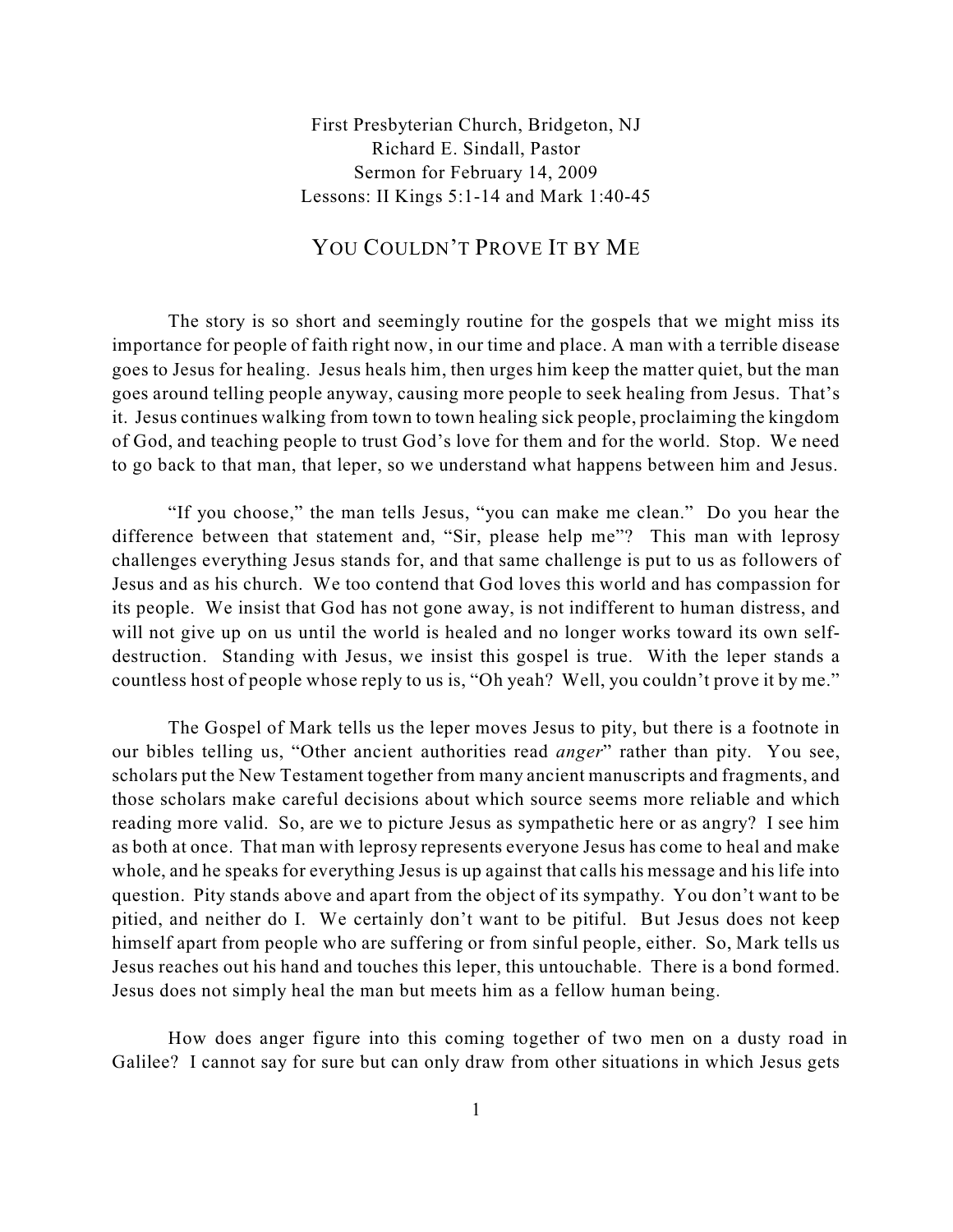First Presbyterian Church, Bridgeton, NJ
Richard E. Sindall, Pastor
Sermon for February 14, 2009
Lessons: II Kings 5:1-14 and Mark 1:40-45

# YOU COULDN'T PROVE IT BY ME

The story is so short and seemingly routine for the gospels that we might miss its importance for people of faith right now, in our time and place. A man with a terrible disease goes to Jesus for healing. Jesus heals him, then urges him keep the matter quiet, but the man goes around telling people anyway, causing more people to seek healing from Jesus. That's it. Jesus continues walking from town to town healing sick people, proclaiming the kingdom of God, and teaching people to trust God's love for them and for the world. Stop. We need to go back to that man, that leper, so we understand what happens between him and Jesus.

"If you choose," the man tells Jesus, "you can make me clean." Do you hear the difference between that statement and, "Sir, please help me"? This man with leprosy challenges everything Jesus stands for, and that same challenge is put to us as followers of Jesus and as his church. We too contend that God loves this world and has compassion for its people. We insist that God has not gone away, is not indifferent to human distress, and will not give up on us until the world is healed and no longer works toward its own self-destruction. Standing with Jesus, we insist this gospel is true. With the leper stands a countless host of people whose reply to us is, "Oh yeah? Well, you couldn't prove it by me."

The Gospel of Mark tells us the leper moves Jesus to pity, but there is a footnote in our bibles telling us, "Other ancient authorities read *anger*" rather than pity. You see, scholars put the New Testament together from many ancient manuscripts and fragments, and those scholars make careful decisions about which source seems more reliable and which reading more valid. So, are we to picture Jesus as sympathetic here or as angry? I see him as both at once. That man with leprosy represents everyone Jesus has come to heal and make whole, and he speaks for everything Jesus is up against that calls his message and his life into question. Pity stands above and apart from the object of its sympathy. You don't want to be pitied, and neither do I. We certainly don't want to be pitiful. But Jesus does not keep himself apart from people who are suffering or from sinful people, either. So, Mark tells us Jesus reaches out his hand and touches this leper, this untouchable. There is a bond formed. Jesus does not simply heal the man but meets him as a fellow human being.

How does anger figure into this coming together of two men on a dusty road in Galilee? I cannot say for sure but can only draw from other situations in which Jesus gets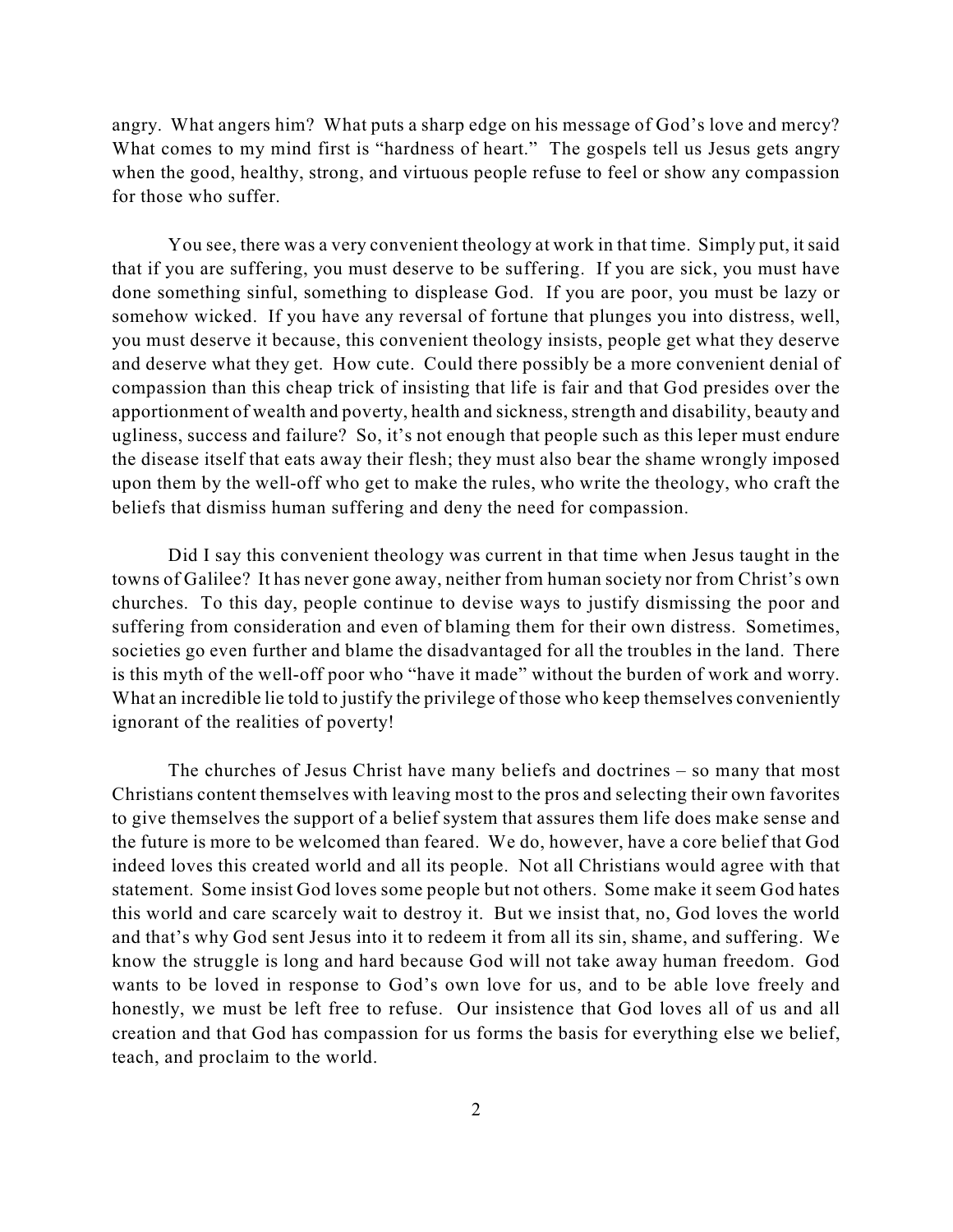angry. What angers him? What puts a sharp edge on his message of God's love and mercy? What comes to my mind first is "hardness of heart." The gospels tell us Jesus gets angry when the good, healthy, strong, and virtuous people refuse to feel or show any compassion for those who suffer.

You see, there was a very convenient theology at work in that time. Simply put, it said that if you are suffering, you must deserve to be suffering. If you are sick, you must have done something sinful, something to displease God. If you are poor, you must be lazy or somehow wicked. If you have any reversal of fortune that plunges you into distress, well, you must deserve it because, this convenient theology insists, people get what they deserve and deserve what they get. How cute. Could there possibly be a more convenient denial of compassion than this cheap trick of insisting that life is fair and that God presides over the apportionment of wealth and poverty, health and sickness, strength and disability, beauty and ugliness, success and failure? So, it's not enough that people such as this leper must endure the disease itself that eats away their flesh; they must also bear the shame wrongly imposed upon them by the well-off who get to make the rules, who write the theology, who craft the beliefs that dismiss human suffering and deny the need for compassion.

Did I say this convenient theology was current in that time when Jesus taught in the towns of Galilee? It has never gone away, neither from human society nor from Christ's own churches. To this day, people continue to devise ways to justify dismissing the poor and suffering from consideration and even of blaming them for their own distress. Sometimes, societies go even further and blame the disadvantaged for all the troubles in the land. There is this myth of the well-off poor who "have it made" without the burden of work and worry. What an incredible lie told to justify the privilege of those who keep themselves conveniently ignorant of the realities of poverty!

The churches of Jesus Christ have many beliefs and doctrines – so many that most Christians content themselves with leaving most to the pros and selecting their own favorites to give themselves the support of a belief system that assures them life does make sense and the future is more to be welcomed than feared. We do, however, have a core belief that God indeed loves this created world and all its people. Not all Christians would agree with that statement. Some insist God loves some people but not others. Some make it seem God hates this world and care scarcely wait to destroy it. But we insist that, no, God loves the world and that's why God sent Jesus into it to redeem it from all its sin, shame, and suffering. We know the struggle is long and hard because God will not take away human freedom. God wants to be loved in response to God's own love for us, and to be able love freely and honestly, we must be left free to refuse. Our insistence that God loves all of us and all creation and that God has compassion for us forms the basis for everything else we belief, teach, and proclaim to the world.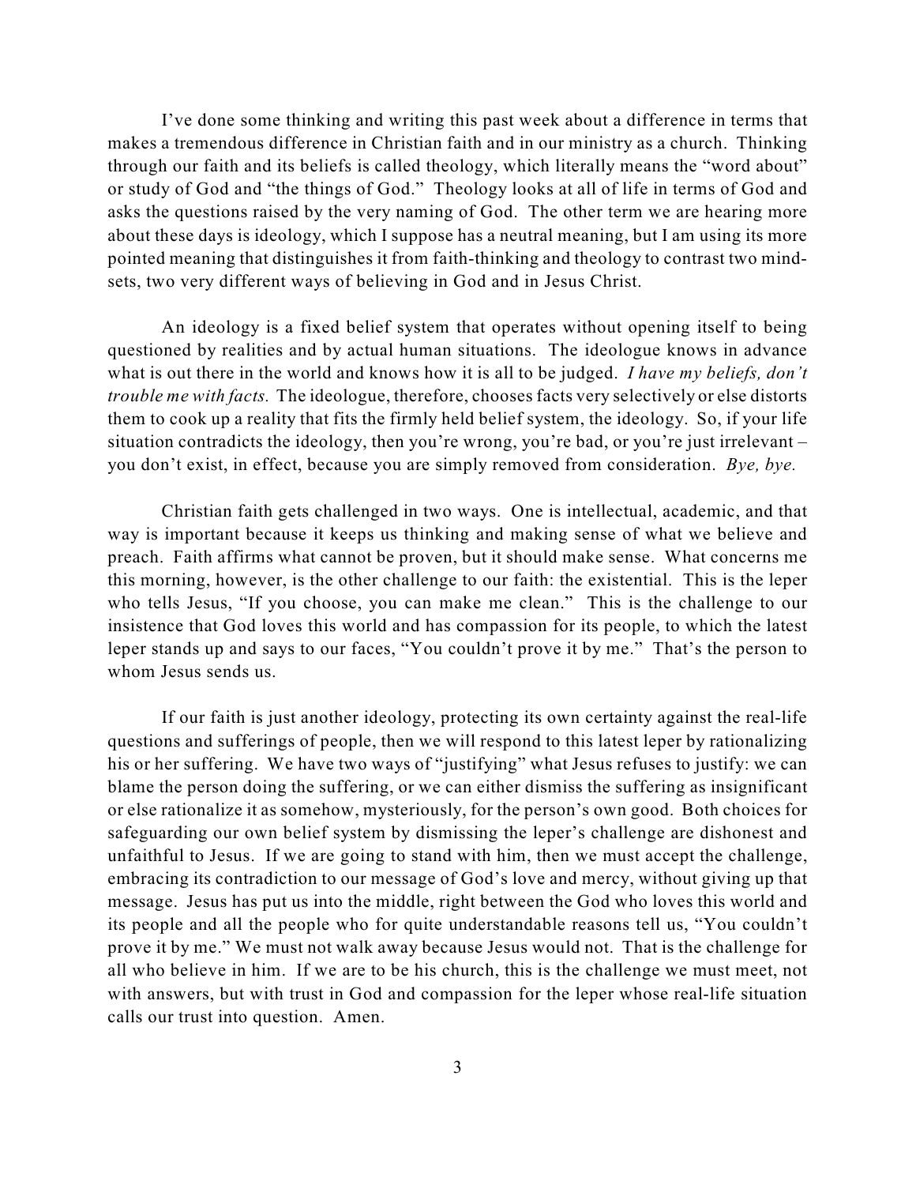I've done some thinking and writing this past week about a difference in terms that makes a tremendous difference in Christian faith and in our ministry as a church. Thinking through our faith and its beliefs is called theology, which literally means the "word about" or study of God and "the things of God." Theology looks at all of life in terms of God and asks the questions raised by the very naming of God. The other term we are hearing more about these days is ideology, which I suppose has a neutral meaning, but I am using its more pointed meaning that distinguishes it from faith-thinking and theology to contrast two mind-sets, two very different ways of believing in God and in Jesus Christ.

An ideology is a fixed belief system that operates without opening itself to being questioned by realities and by actual human situations. The ideologue knows in advance what is out there in the world and knows how it is all to be judged. *I have my beliefs, don't trouble me with facts.* The ideologue, therefore, chooses facts very selectively or else distorts them to cook up a reality that fits the firmly held belief system, the ideology. So, if your life situation contradicts the ideology, then you're wrong, you're bad, or you're just irrelevant – you don't exist, in effect, because you are simply removed from consideration. *Bye, bye.*

Christian faith gets challenged in two ways. One is intellectual, academic, and that way is important because it keeps us thinking and making sense of what we believe and preach. Faith affirms what cannot be proven, but it should make sense. What concerns me this morning, however, is the other challenge to our faith: the existential. This is the leper who tells Jesus, "If you choose, you can make me clean." This is the challenge to our insistence that God loves this world and has compassion for its people, to which the latest leper stands up and says to our faces, "You couldn't prove it by me." That's the person to whom Jesus sends us.

If our faith is just another ideology, protecting its own certainty against the real-life questions and sufferings of people, then we will respond to this latest leper by rationalizing his or her suffering. We have two ways of "justifying" what Jesus refuses to justify: we can blame the person doing the suffering, or we can either dismiss the suffering as insignificant or else rationalize it as somehow, mysteriously, for the person's own good. Both choices for safeguarding our own belief system by dismissing the leper's challenge are dishonest and unfaithful to Jesus. If we are going to stand with him, then we must accept the challenge, embracing its contradiction to our message of God's love and mercy, without giving up that message. Jesus has put us into the middle, right between the God who loves this world and its people and all the people who for quite understandable reasons tell us, "You couldn't prove it by me." We must not walk away because Jesus would not. That is the challenge for all who believe in him. If we are to be his church, this is the challenge we must meet, not with answers, but with trust in God and compassion for the leper whose real-life situation calls our trust into question. Amen.